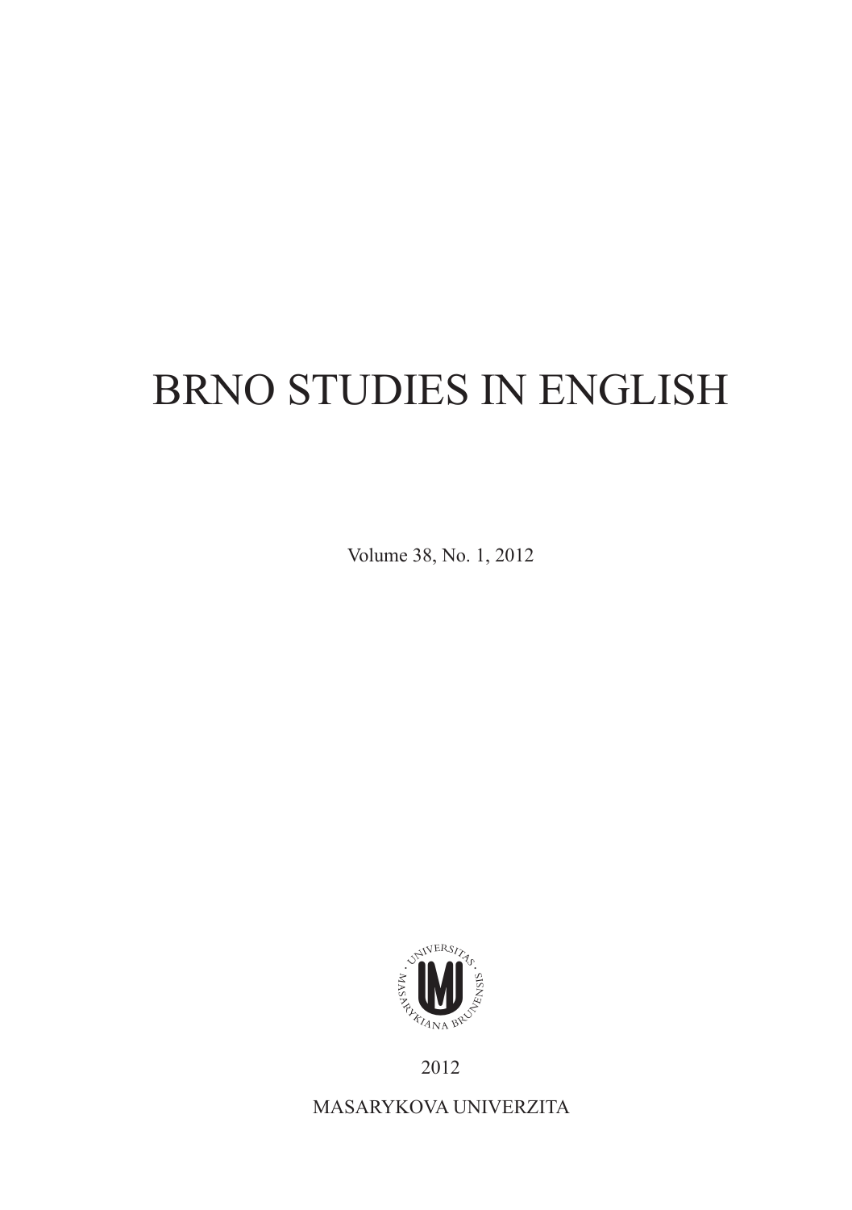# BRNO STUDIES IN ENGLISH

Volume 38, No. 1, 2012

2012

MASARYKOVA UNIVERZITA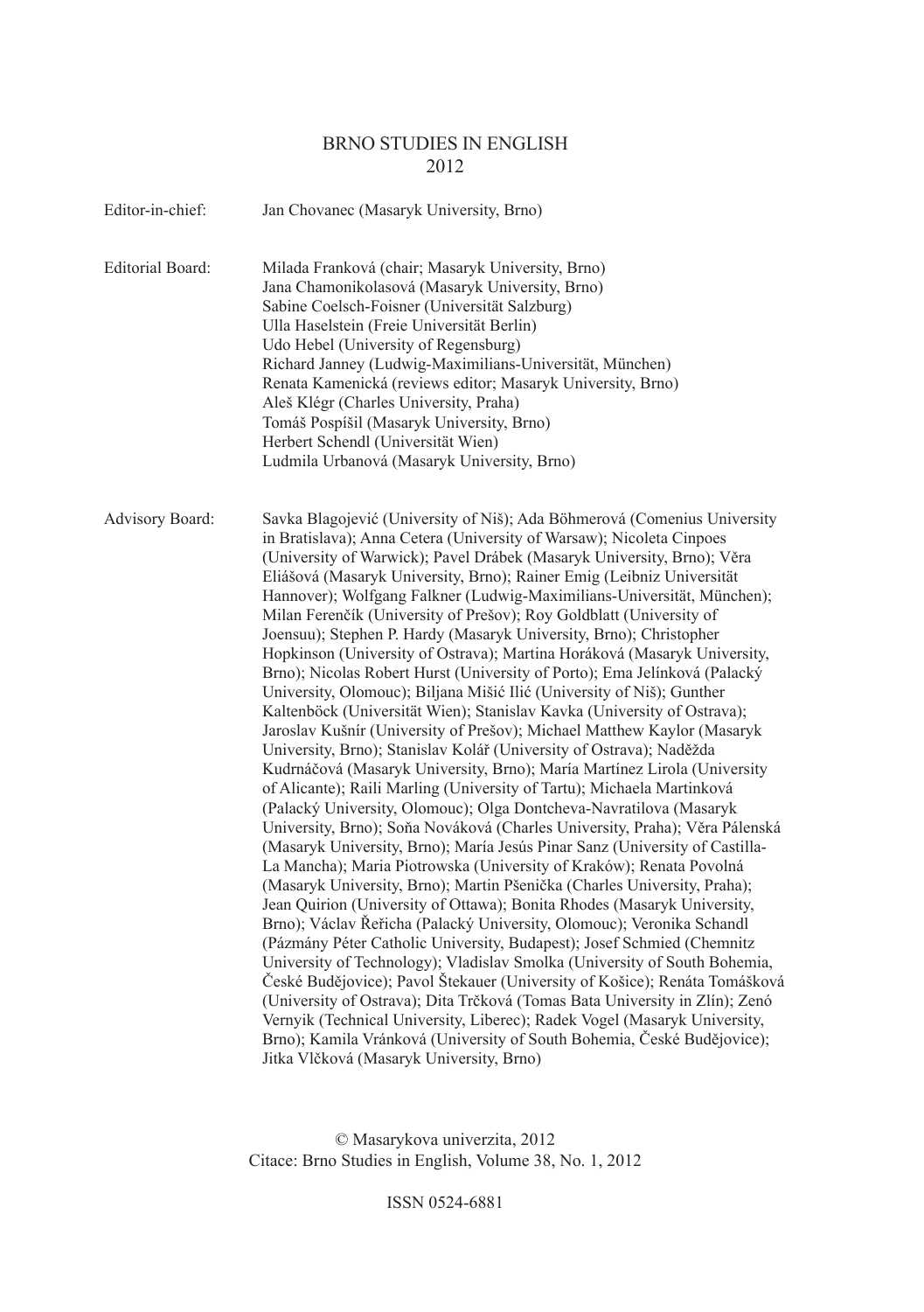# BRNO STUDIES IN ENGLISH 2012

Editor-in-chief: Jan Chovanec (Masaryk University, Brno)

Editorial Board:
Milada Franková (chair; Masaryk University, Brno)
Jana Chamonikolasová (Masaryk University, Brno)
Sabine Coelsch-Foisner (Universität Salzburg)
Ulla Haselstein (Freie Universität Berlin)
Udo Hebel (University of Regensburg)
Richard Janney (Ludwig-Maximilians-Universität, München)
Renata Kamenická (reviews editor; Masaryk University, Brno)
Aleš Klégr (Charles University, Praha)
Tomáš Pospíšil (Masaryk University, Brno)
Herbert Schendl (Universität Wien)
Ludmila Urbanová (Masaryk University, Brno)

Advisory Board: Savka Blagojević (University of Niš); Ada Böhmerová (Comenius University in Bratislava); Anna Cetera (University of Warsaw); Nicoleta Cinpoes (University of Warwick); Pavel Drábek (Masaryk University, Brno); Věra Eliášová (Masaryk University, Brno); Rainer Emig (Leibniz Universität Hannover); Wolfgang Falkner (Ludwig-Maximilians-Universität, München); Milan Ferenčík (University of Prešov); Roy Goldblatt (University of Joensuu); Stephen P. Hardy (Masaryk University, Brno); Christopher Hopkinson (University of Ostrava); Martina Horáková (Masaryk University, Brno); Nicolas Robert Hurst (University of Porto); Ema Jelínková (Palacký University, Olomouc); Biljana Mišić Ilić (University of Niš); Gunther Kaltenböck (Universität Wien); Stanislav Kavka (University of Ostrava); Jaroslav Kušnír (University of Prešov); Michael Matthew Kaylor (Masaryk University, Brno); Stanislav Kolář (University of Ostrava); Naděžda Kudrnáčová (Masaryk University, Brno); María Martínez Lirola (University of Alicante); Raili Marling (University of Tartu); Michaela Martinková (Palacký University, Olomouc); Olga Dontcheva-Navratilova (Masaryk University, Brno); Soňa Nováková (Charles University, Praha); Věra Pálenská (Masaryk University, Brno); María Jesús Pinar Sanz (University of Castilla-La Mancha); Maria Piotrowska (University of Kraków); Renata Povolná (Masaryk University, Brno); Martin Pšenička (Charles University, Praha); Jean Quirion (University of Ottawa); Bonita Rhodes (Masaryk University, Brno); Václav Řeřicha (Palacký University, Olomouc); Veronika Schandl (Pázmány Péter Catholic University, Budapest); Josef Schmied (Chemnitz University of Technology); Vladislav Smolka (University of South Bohemia, České Budějovice); Pavol Štekauer (University of Košice); Renáta Tomášková (University of Ostrava); Dita Trčková (Tomas Bata University in Zlín); Zenó Vernyik (Technical University, Liberec); Radek Vogel (Masaryk University, Brno); Kamila Vránková (University of South Bohemia, České Budějovice); Jitka Vlčková (Masaryk University, Brno)

© Masarykova univerzita, 2012
Citace: Brno Studies in English, Volume 38, No. 1, 2012

ISSN 0524-6881